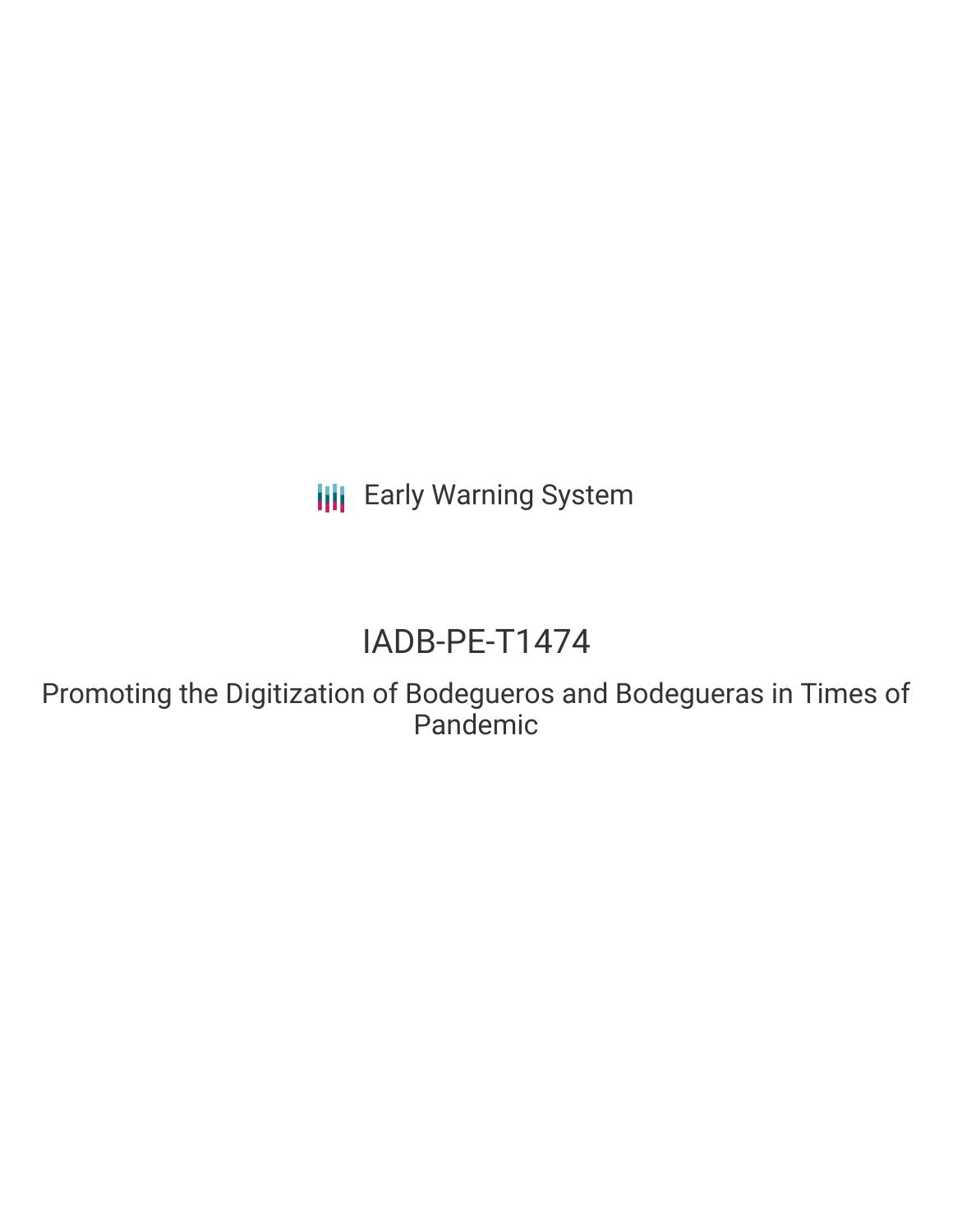Early Warning System

# IADB-PE-T1474

## Promoting the Digitization of Bodegueros and Bodegueras in Times of Pandemic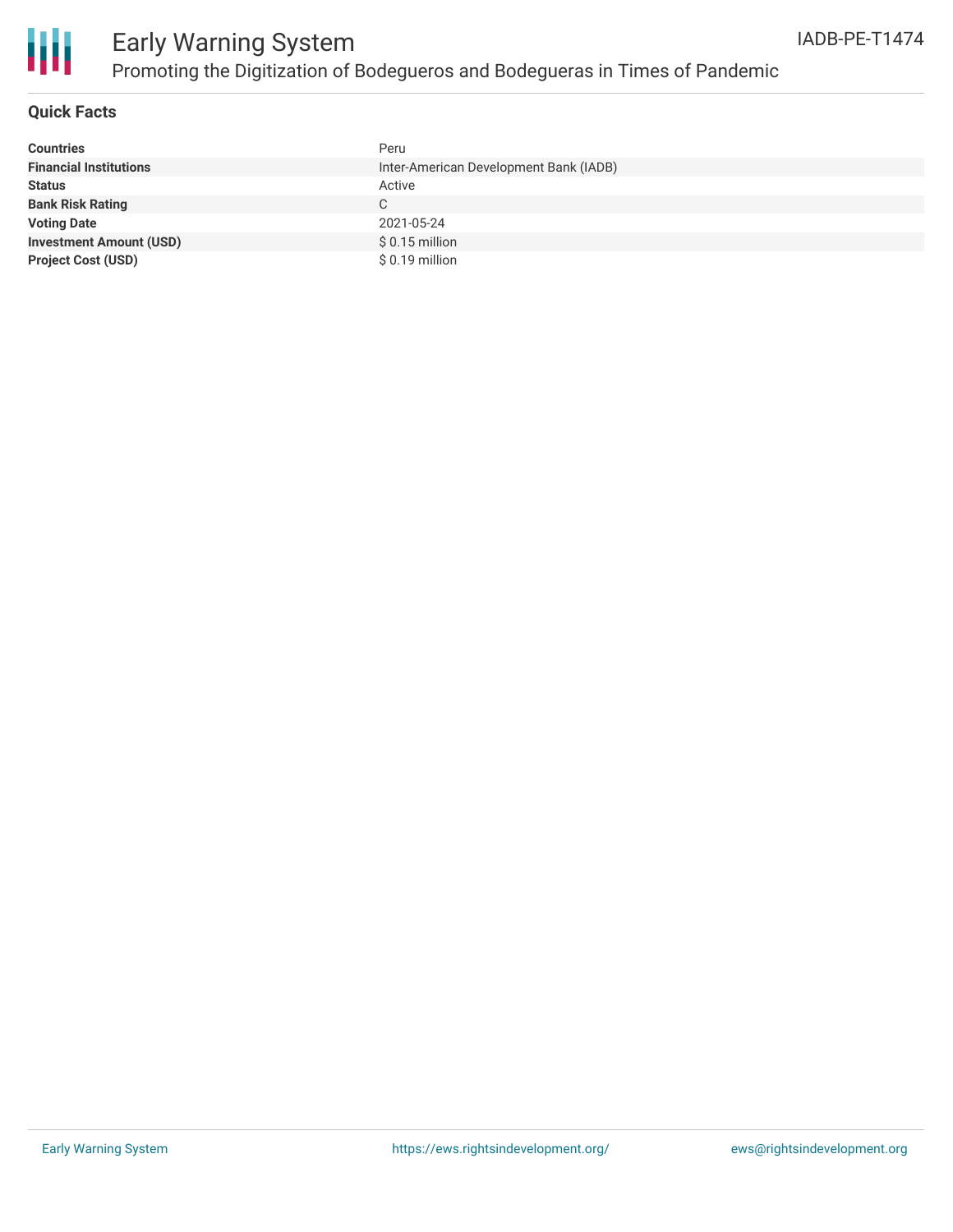## Quick Facts

| | |
|---|---|
| **Countries** | Peru |
| **Financial Institutions** | Inter-American Development Bank (IADB) |
| **Status** | Active |
| **Bank Risk Rating** | C |
| **Voting Date** | 2021-05-24 |
| **Investment Amount (USD)** | $ 0.15 million |
| **Project Cost (USD)** | $ 0.19 million |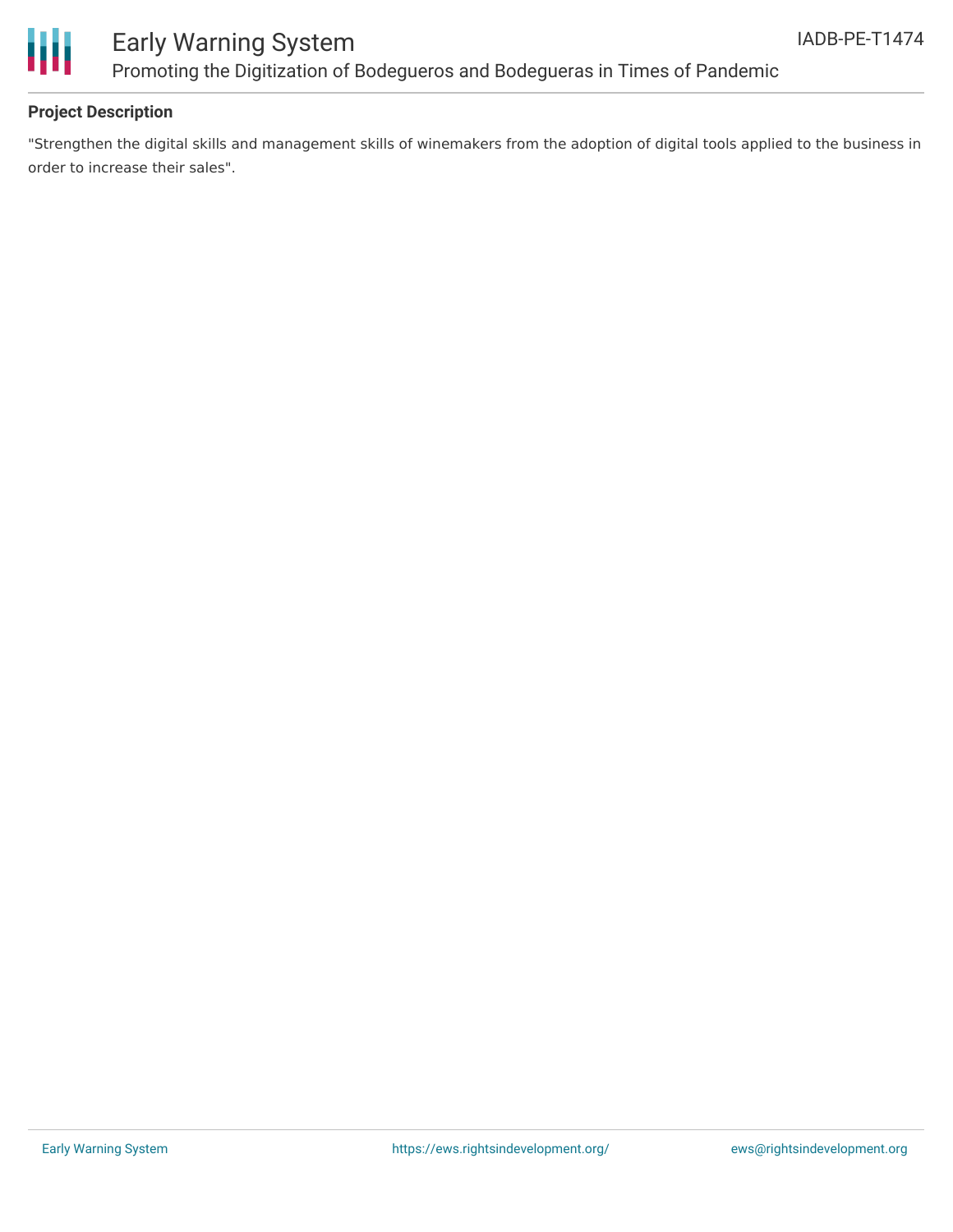## Project Description

"Strengthen the digital skills and management skills of winemakers from the adoption of digital tools applied to the business in order to increase their sales".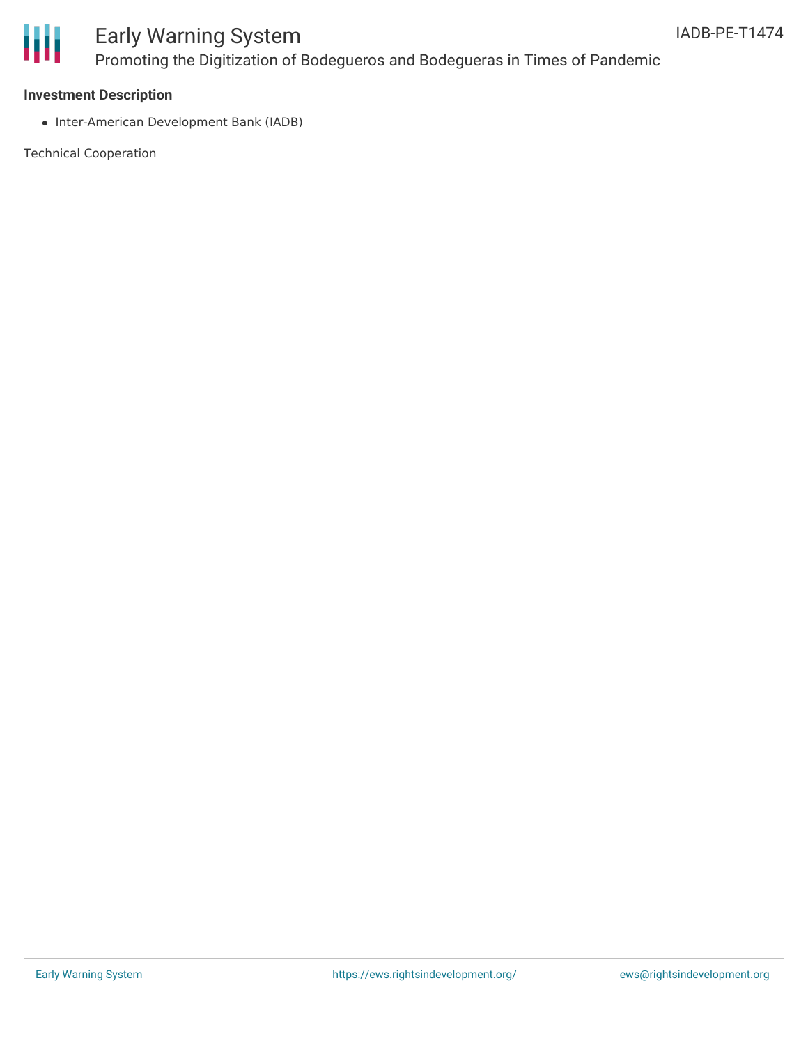**Investment Description**

- Inter-American Development Bank (IADB)

Technical Cooperation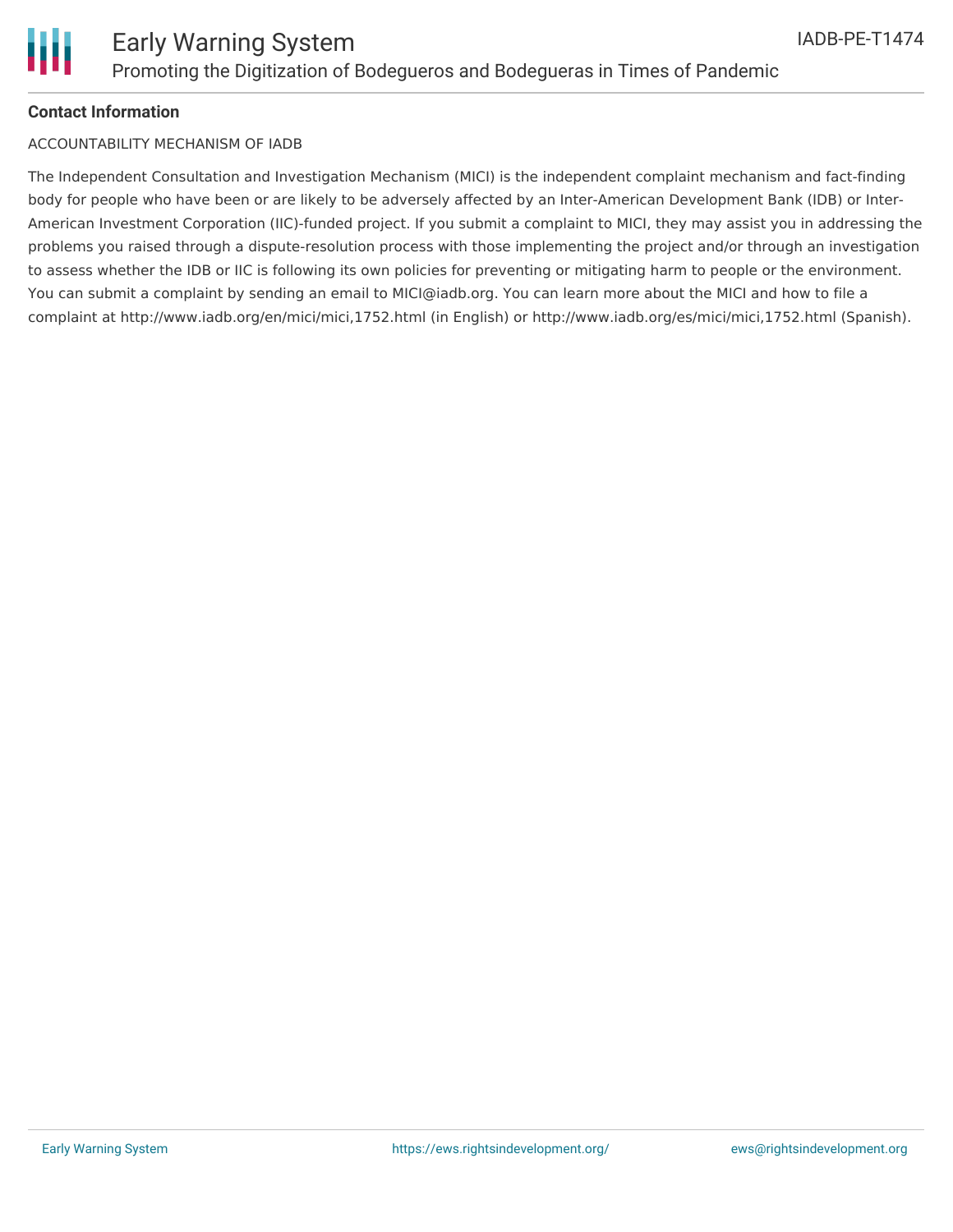**Contact Information**

ACCOUNTABILITY MECHANISM OF IADB

The Independent Consultation and Investigation Mechanism (MICI) is the independent complaint mechanism and fact-finding body for people who have been or are likely to be adversely affected by an Inter-American Development Bank (IDB) or Inter-American Investment Corporation (IIC)-funded project. If you submit a complaint to MICI, they may assist you in addressing the problems you raised through a dispute-resolution process with those implementing the project and/or through an investigation to assess whether the IDB or IIC is following its own policies for preventing or mitigating harm to people or the environment. You can submit a complaint by sending an email to MICI@iadb.org. You can learn more about the MICI and how to file a complaint at http://www.iadb.org/en/mici/mici,1752.html (in English) or http://www.iadb.org/es/mici/mici,1752.html (Spanish).